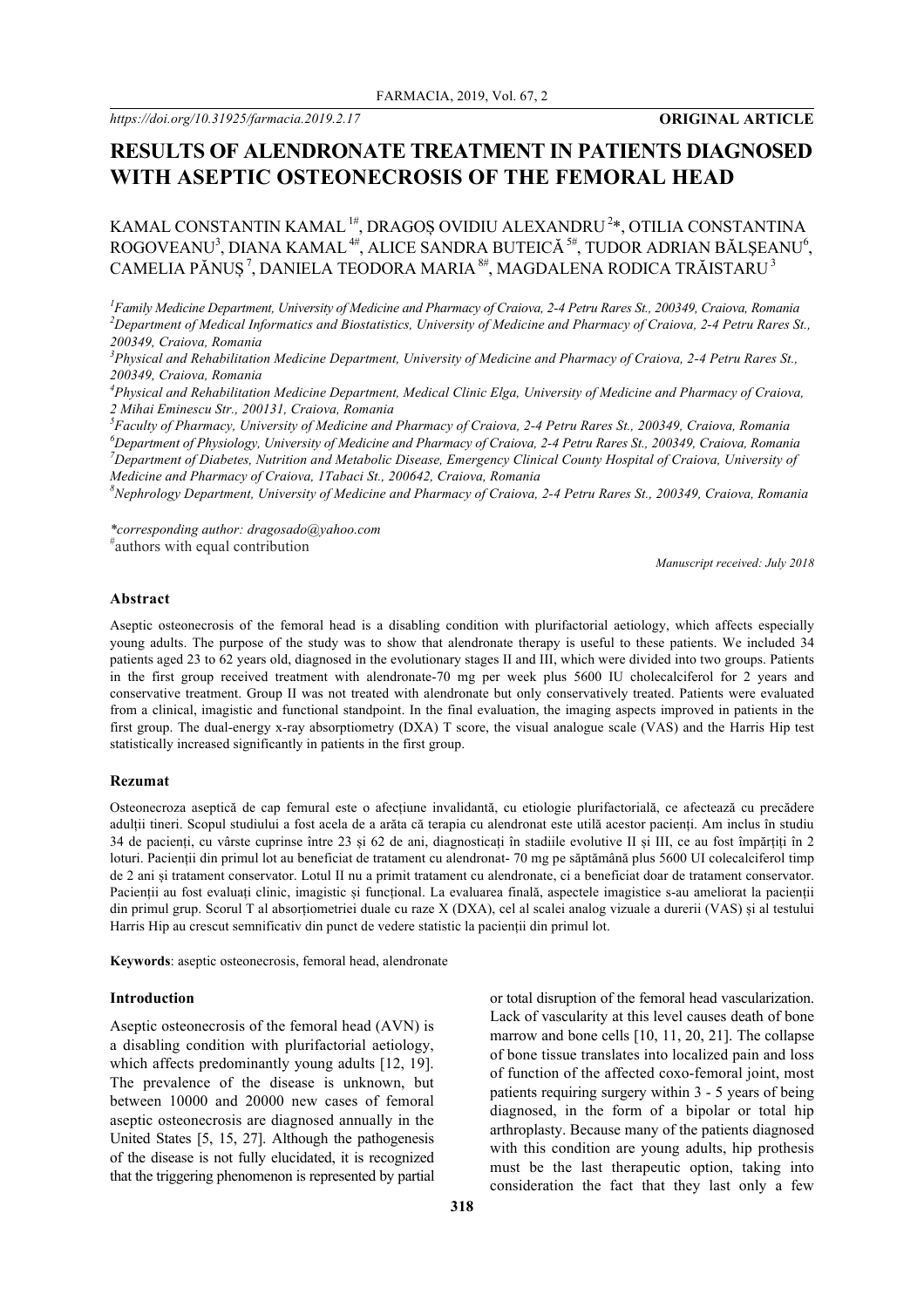https://doi.org/10.31925/farmacia.2019.2.17

**ORIGINAL ARTICLE**

# RESULTS OF ALENDRONATE TREATMENT IN PATIENTS DIAGNOSED WITH ASEPTIC OSTEONECROSIS OF THE FEMORAL HEAD

KAMAL CONSTANTIN KAMAL [1#], DRAGOȘ OVIDIU ALEXANDRU [2]*, OTILIA CONSTANTINA ROGOVEANU[3], DIANA KAMAL [4#], ALICE SANDRA BUTEICĂ [5#], TUDOR ADRIAN BĂLȘEANU[6], CAMELIA PĂNUȘ [7], DANIELA TEODORA MARIA [8#], MAGDALENA RODICA TRĂISTARU [3]

[1]Family Medicine Department, University of Medicine and Pharmacy of Craiova, 2-4 Petru Rares St., 200349, Craiova, Romania
[2]Department of Medical Informatics and Biostatistics, University of Medicine and Pharmacy of Craiova, 2-4 Petru Rares St., 200349, Craiova, Romania
[3]Physical and Rehabilitation Medicine Department, University of Medicine and Pharmacy of Craiova, 2-4 Petru Rares St., 200349, Craiova, Romania
[4]Physical and Rehabilitation Medicine Department, Medical Clinic Elga, University of Medicine and Pharmacy of Craiova, 2 Mihai Eminescu Str., 200131, Craiova, Romania
[5]Faculty of Pharmacy, University of Medicine and Pharmacy of Craiova, 2-4 Petru Rares St., 200349, Craiova, Romania
[6]Department of Physiology, University of Medicine and Pharmacy of Craiova, 2-4 Petru Rares St., 200349, Craiova, Romania
[7]Department of Diabetes, Nutrition and Metabolic Disease, Emergency Clinical County Hospital of Craiova, University of Medicine and Pharmacy of Craiova, 1Tabaci St., 200642, Craiova, Romania
[8]Nephrology Department, University of Medicine and Pharmacy of Craiova, 2-4 Petru Rares St., 200349, Craiova, Romania

*corresponding author: dragosado@yahoo.com
[#]authors with equal contribution

*Manuscript received: July 2018*

### Abstract

Aseptic osteonecrosis of the femoral head is a disabling condition with plurifactorial aetiology, which affects especially young adults. The purpose of the study was to show that alendronate therapy is useful to these patients. We included 34 patients aged 23 to 62 years old, diagnosed in the evolutionary stages II and III, which were divided into two groups. Patients in the first group received treatment with alendronate-70 mg per week plus 5600 IU cholecalciferol for 2 years and conservative treatment. Group II was not treated with alendronate but only conservatively treated. Patients were evaluated from a clinical, imagistic and functional standpoint. In the final evaluation, the imaging aspects improved in patients in the first group. The dual-energy x-ray absorptiometry (DXA) T score, the visual analogue scale (VAS) and the Harris Hip test statistically increased significantly in patients in the first group.

### Rezumat

Osteonecroza aseptică de cap femural este o afecțiune invalidantă, cu etiologie plurifactorială, ce afectează cu precădere adulții tineri. Scopul studiului a fost acela de a arăta că terapia cu alendronat este utilă acestor pacienți. Am inclus în studiu 34 de pacienți, cu vârste cuprinse între 23 și 62 de ani, diagnosticați în stadiile evolutive II și III, ce au fost împărțiți în 2 loturi. Pacienții din primul lot au beneficiat de tratament cu alendronat- 70 mg pe săptămână plus 5600 UI colecalciferol timp de 2 ani și tratament conservator. Lotul II nu a primit tratament cu alendronate, ci a beneficiat doar de tratament conservator. Pacienții au fost evaluați clinic, imagistic și funcțional. La evaluarea finală, aspectele imagistice s-au ameliorat la pacienții din primul grup. Scorul T al absorțiometriei duale cu raze X (DXA), cel al scalei analog vizuale a durerii (VAS) și al testului Harris Hip au crescut semnificativ din punct de vedere statistic la pacienții din primul lot.

**Keywords**: aseptic osteonecrosis, femoral head, alendronate

### Introduction

Aseptic osteonecrosis of the femoral head (AVN) is a disabling condition with plurifactorial aetiology, which affects predominantly young adults [12, 19]. The prevalence of the disease is unknown, but between 10000 and 20000 new cases of femoral aseptic osteonecrosis are diagnosed annually in the United States [5, 15, 27]. Although the pathogenesis of the disease is not fully elucidated, it is recognized that the triggering phenomenon is represented by partial or total disruption of the femoral head vascularization. Lack of vascularity at this level causes death of bone marrow and bone cells [10, 11, 20, 21]. The collapse of bone tissue translates into localized pain and loss of function of the affected coxo-femoral joint, most patients requiring surgery within 3 - 5 years of being diagnosed, in the form of a bipolar or total hip arthroplasty. Because many of the patients diagnosed with this condition are young adults, hip prothesis must be the last therapeutic option, taking into consideration the fact that they last only a few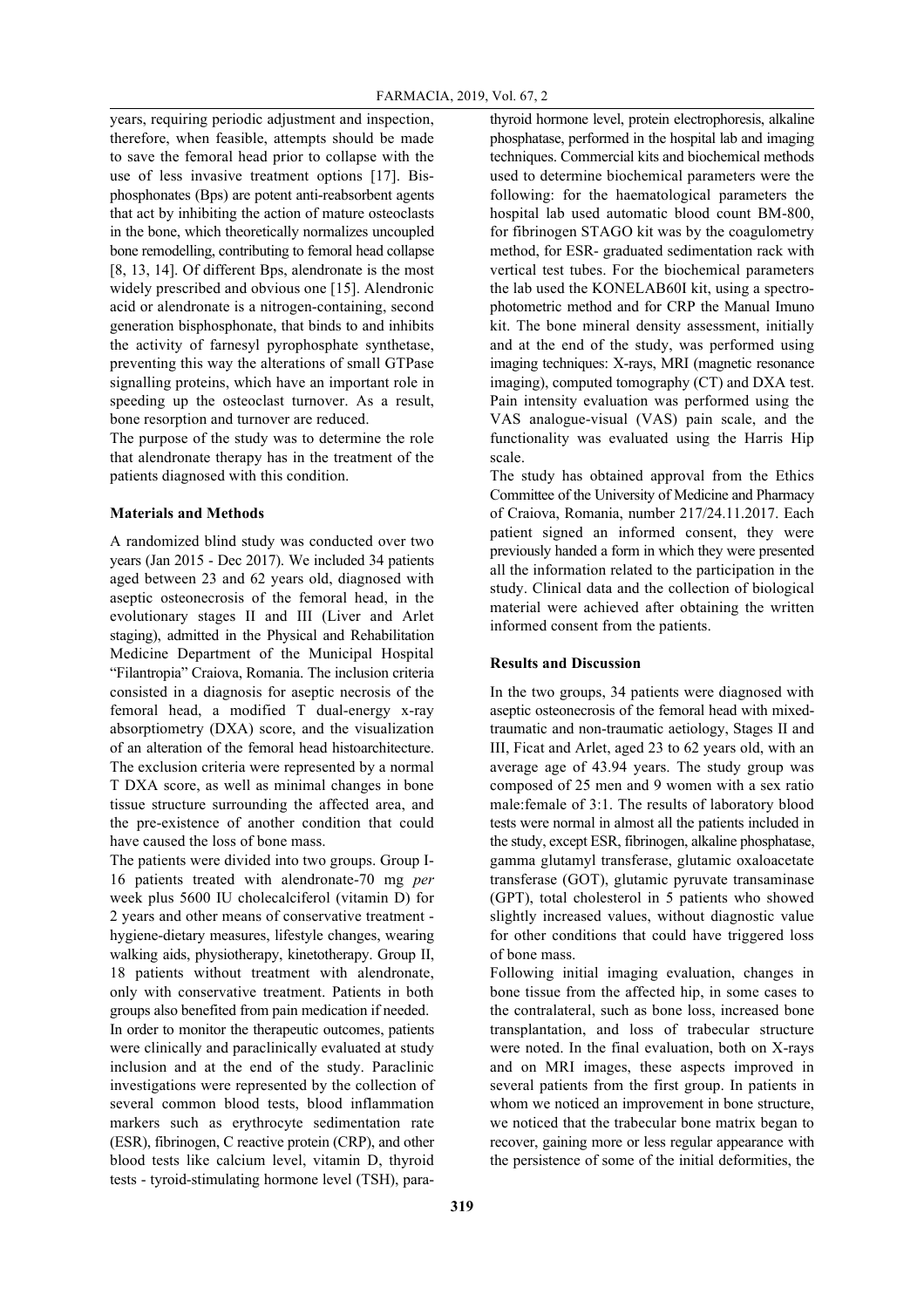years, requiring periodic adjustment and inspection, therefore, when feasible, attempts should be made to save the femoral head prior to collapse with the use of less invasive treatment options [17]. Bisphosphonates (Bps) are potent anti-reabsorbent agents that act by inhibiting the action of mature osteoclasts in the bone, which theoretically normalizes uncoupled bone remodelling, contributing to femoral head collapse [8, 13, 14]. Of different Bps, alendronate is the most widely prescribed and obvious one [15]. Alendronic acid or alendronate is a nitrogen-containing, second generation bisphosphonate, that binds to and inhibits the activity of farnesyl pyrophosphate synthetase, preventing this way the alterations of small GTPase signalling proteins, which have an important role in speeding up the osteoclast turnover. As a result, bone resorption and turnover are reduced.

The purpose of the study was to determine the role that alendronate therapy has in the treatment of the patients diagnosed with this condition.

## Materials and Methods

A randomized blind study was conducted over two years (Jan 2015 - Dec 2017). We included 34 patients aged between 23 and 62 years old, diagnosed with aseptic osteonecrosis of the femoral head, in the evolutionary stages II and III (Liver and Arlet staging), admitted in the Physical and Rehabilitation Medicine Department of the Municipal Hospital "Filantropia" Craiova, Romania. The inclusion criteria consisted in a diagnosis for aseptic necrosis of the femoral head, a modified T dual-energy x-ray absorptiometry (DXA) score, and the visualization of an alteration of the femoral head histoarchitecture. The exclusion criteria were represented by a normal T DXA score, as well as minimal changes in bone tissue structure surrounding the affected area, and the pre-existence of another condition that could have caused the loss of bone mass.

The patients were divided into two groups. Group I- 16 patients treated with alendronate-70 mg *per* week plus 5600 IU cholecalciferol (vitamin D) for 2 years and other means of conservative treatment - hygiene-dietary measures, lifestyle changes, wearing walking aids, physiotherapy, kinetotherapy. Group II, 18 patients without treatment with alendronate, only with conservative treatment. Patients in both groups also benefited from pain medication if needed.

In order to monitor the therapeutic outcomes, patients were clinically and paraclinically evaluated at study inclusion and at the end of the study. Paraclinic investigations were represented by the collection of several common blood tests, blood inflammation markers such as erythrocyte sedimentation rate (ESR), fibrinogen, C reactive protein (CRP), and other blood tests like calcium level, vitamin D, thyroid tests - tyroid-stimulating hormone level (TSH), parathyroid hormone level, protein electrophoresis, alkaline phosphatase, performed in the hospital lab and imaging techniques. Commercial kits and biochemical methods used to determine biochemical parameters were the following: for the haematological parameters the hospital lab used automatic blood count BM-800, for fibrinogen STAGO kit was by the coagulometry method, for ESR- graduated sedimentation rack with vertical test tubes. For the biochemical parameters the lab used the KONELAB60I kit, using a spectrophotometric method and for CRP the Manual Imuno kit. The bone mineral density assessment, initially and at the end of the study, was performed using imaging techniques: X-rays, MRI (magnetic resonance imaging), computed tomography (CT) and DXA test. Pain intensity evaluation was performed using the VAS analogue-visual (VAS) pain scale, and the functionality was evaluated using the Harris Hip scale.

The study has obtained approval from the Ethics Committee of the University of Medicine and Pharmacy of Craiova, Romania, number 217/24.11.2017. Each patient signed an informed consent, they were previously handed a form in which they were presented all the information related to the participation in the study. Clinical data and the collection of biological material were achieved after obtaining the written informed consent from the patients.

## Results and Discussion

In the two groups, 34 patients were diagnosed with aseptic osteonecrosis of the femoral head with mixed-traumatic and non-traumatic aetiology, Stages II and III, Ficat and Arlet, aged 23 to 62 years old, with an average age of 43.94 years. The study group was composed of 25 men and 9 women with a sex ratio male:female of 3:1. The results of laboratory blood tests were normal in almost all the patients included in the study, except ESR, fibrinogen, alkaline phosphatase, gamma glutamyl transferase, glutamic oxaloacetate transferase (GOT), glutamic pyruvate transaminase (GPT), total cholesterol in 5 patients who showed slightly increased values, without diagnostic value for other conditions that could have triggered loss of bone mass.

Following initial imaging evaluation, changes in bone tissue from the affected hip, in some cases to the contralateral, such as bone loss, increased bone transplantation, and loss of trabecular structure were noted. In the final evaluation, both on X-rays and on MRI images, these aspects improved in several patients from the first group. In patients in whom we noticed an improvement in bone structure, we noticed that the trabecular bone matrix began to recover, gaining more or less regular appearance with the persistence of some of the initial deformities, the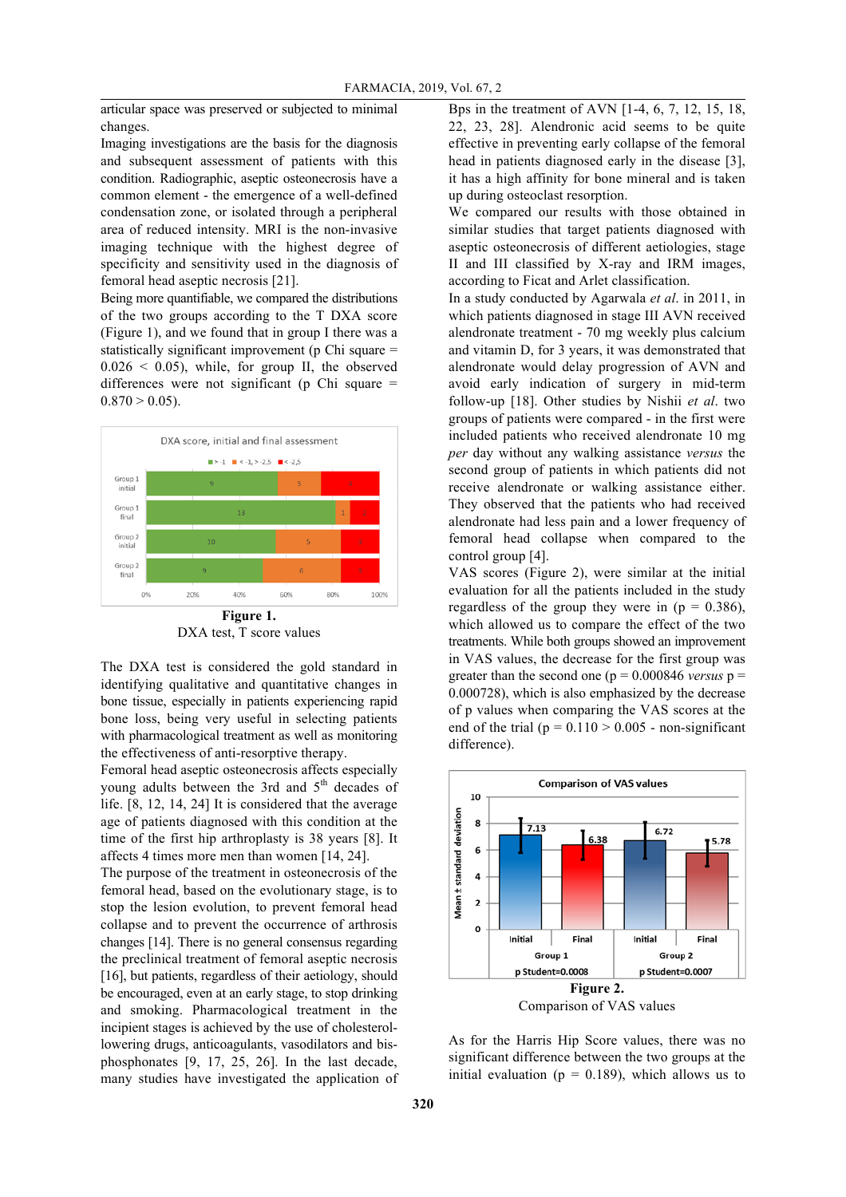articular space was preserved or subjected to minimal changes.

Imaging investigations are the basis for the diagnosis and subsequent assessment of patients with this condition. Radiographic, aseptic osteonecrosis have a common element - the emergence of a well-defined condensation zone, or isolated through a peripheral area of reduced intensity. MRI is the non-invasive imaging technique with the highest degree of specificity and sensitivity used in the diagnosis of femoral head aseptic necrosis [21].

Being more quantifiable, we compared the distributions of the two groups according to the T DXA score (Figure 1), and we found that in group I there was a statistically significant improvement (p Chi square = 0.026 < 0.05), while, for group II, the observed differences were not significant (p Chi square = 0.870 > 0.05).

**Figure 1.**
DXA test, T score values

The DXA test is considered the gold standard in identifying qualitative and quantitative changes in bone tissue, especially in patients experiencing rapid bone loss, being very useful in selecting patients with pharmacological treatment as well as monitoring the effectiveness of anti-resorptive therapy.

Femoral head aseptic osteonecrosis affects especially young adults between the 3rd and 5th decades of life. [8, 12, 14, 24] It is considered that the average age of patients diagnosed with this condition at the time of the first hip arthroplasty is 38 years [8]. It affects 4 times more men than women [14, 24].

The purpose of the treatment in osteonecrosis of the femoral head, based on the evolutionary stage, is to stop the lesion evolution, to prevent femoral head collapse and to prevent the occurrence of arthrosis changes [14]. There is no general consensus regarding the preclinical treatment of femoral aseptic necrosis [16], but patients, regardless of their aetiology, should be encouraged, even at an early stage, to stop drinking and smoking. Pharmacological treatment in the incipient stages is achieved by the use of cholesterol-lowering drugs, anticoagulants, vasodilators and bis-phosphonates [9, 17, 25, 26]. In the last decade, many studies have investigated the application of Bps in the treatment of AVN [1-4, 6, 7, 12, 15, 18, 22, 23, 28]. Alendronic acid seems to be quite effective in preventing early collapse of the femoral head in patients diagnosed early in the disease [3], it has a high affinity for bone mineral and is taken up during osteoclast resorption.

We compared our results with those obtained in similar studies that target patients diagnosed with aseptic osteonecrosis of different aetiologies, stage II and III classified by X-ray and IRM images, according to Ficat and Arlet classification.

In a study conducted by Agarwala *et al.* in 2011, in which patients diagnosed in stage III AVN received alendronate treatment - 70 mg weekly plus calcium and vitamin D, for 3 years, it was demonstrated that alendronate would delay progression of AVN and avoid early indication of surgery in mid-term follow-up [18]. Other studies by Nishii *et al.* two groups of patients were compared - in the first were included patients who received alendronate 10 mg *per* day without any walking assistance *versus* the second group of patients in which patients did not receive alendronate or walking assistance either. They observed that the patients who had received alendronate had less pain and a lower frequency of femoral head collapse when compared to the control group [4].

VAS scores (Figure 2), were similar at the initial evaluation for all the patients included in the study regardless of the group they were in (p = 0.386), which allowed us to compare the effect of the two treatments. While both groups showed an improvement in VAS values, the decrease for the first group was greater than the second one (p = 0.000846 *versus* p = 0.000728), which is also emphasized by the decrease of p values when comparing the VAS scores at the end of the trial (p = 0.110 > 0.005 - non-significant difference).

**Figure 2.**
Comparison of VAS values

As for the Harris Hip Score values, there was no significant difference between the two groups at the initial evaluation (p = 0.189), which allows us to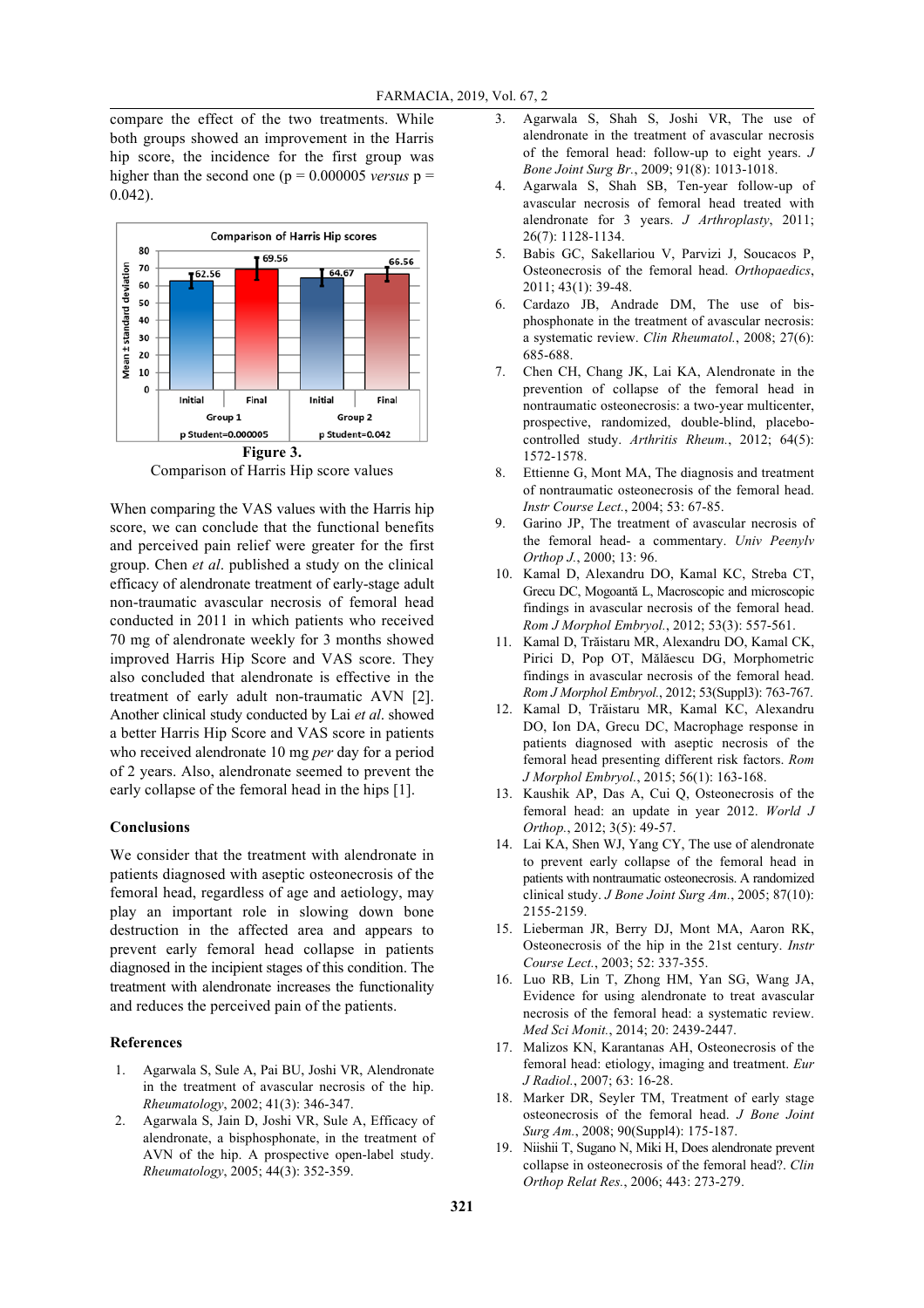compare the effect of the two treatments. While both groups showed an improvement in the Harris hip score, the incidence for the first group was higher than the second one (p = 0.000005 *versus* p = 0.042).

**Figure 3.**
Comparison of Harris Hip score values

When comparing the VAS values with the Harris hip score, we can conclude that the functional benefits and perceived pain relief were greater for the first group. Chen *et al*. published a study on the clinical efficacy of alendronate treatment of early-stage adult non-traumatic avascular necrosis of femoral head conducted in 2011 in which patients who received 70 mg of alendronate weekly for 3 months showed improved Harris Hip Score and VAS score. They also concluded that alendronate is effective in the treatment of early adult non-traumatic AVN [2]. Another clinical study conducted by Lai *et al*. showed a better Harris Hip Score and VAS score in patients who received alendronate 10 mg *per* day for a period of 2 years. Also, alendronate seemed to prevent the early collapse of the femoral head in the hips [1].

## Conclusions

We consider that the treatment with alendronate in patients diagnosed with aseptic osteonecrosis of the femoral head, regardless of age and aetiology, may play an important role in slowing down bone destruction in the affected area and appears to prevent early femoral head collapse in patients diagnosed in the incipient stages of this condition. The treatment with alendronate increases the functionality and reduces the perceived pain of the patients.

## References

1. Agarwala S, Sule A, Pai BU, Joshi VR, Alendronate in the treatment of avascular necrosis of the hip. *Rheumatology*, 2002; 41(3): 346-347.
2. Agarwala S, Jain D, Joshi VR, Sule A, Efficacy of alendronate, a bisphosphonate, in the treatment of AVN of the hip. A prospective open-label study. *Rheumatology*, 2005; 44(3): 352-359.
3. Agarwala S, Shah S, Joshi VR, The use of alendronate in the treatment of avascular necrosis of the femoral head: follow-up to eight years. *J Bone Joint Surg Br.*, 2009; 91(8): 1013-1018.
4. Agarwala S, Shah SB, Ten-year follow-up of avascular necrosis of femoral head treated with alendronate for 3 years. *J Arthroplasty*, 2011; 26(7): 1128-1134.
5. Babis GC, Sakellariou V, Parvizi J, Soucacos P, Osteonecrosis of the femoral head. *Orthopaedics*, 2011; 43(1): 39-48.
6. Cardazo JB, Andrade DM, The use of bisphosphonate in the treatment of avascular necrosis: a systematic review. *Clin Rheumatol.*, 2008; 27(6): 685-688.
7. Chen CH, Chang JK, Lai KA, Alendronate in the prevention of collapse of the femoral head in nontraumatic osteonecrosis: a two-year multicenter, prospective, randomized, double-blind, placebo-controlled study. *Arthritis Rheum.*, 2012; 64(5): 1572-1578.
8. Ettienne G, Mont MA, The diagnosis and treatment of nontraumatic osteonecrosis of the femoral head. *Instr Course Lect.*, 2004; 53: 67-85.
9. Garino JP, The treatment of avascular necrosis of the femoral head- a commentary. *Univ Peenylv Orthop J.*, 2000; 13: 96.
10. Kamal D, Alexandru DO, Kamal KC, Streba CT, Grecu DC, Mogoantă L, Macroscopic and microscopic findings in avascular necrosis of the femoral head. *Rom J Morphol Embryol.*, 2012; 53(3): 557-561.
11. Kamal D, Trăistaru MR, Alexandru DO, Kamal CK, Pirici D, Pop OT, Mălăescu DG, Morphometric findings in avascular necrosis of the femoral head. *Rom J Morphol Embryol.*, 2012; 53(Suppl3): 763-767.
12. Kamal D, Trăistaru MR, Kamal KC, Alexandru DO, Ion DA, Grecu DC, Macrophage response in patients diagnosed with aseptic necrosis of the femoral head presenting different risk factors. *Rom J Morphol Embryol.*, 2015; 56(1): 163-168.
13. Kaushik AP, Das A, Cui Q, Osteonecrosis of the femoral head: an update in year 2012. *World J Orthop.*, 2012; 3(5): 49-57.
14. Lai KA, Shen WJ, Yang CY, The use of alendronate to prevent early collapse of the femoral head in patients with nontraumatic osteonecrosis. A randomized clinical study. *J Bone Joint Surg Am.*, 2005; 87(10): 2155-2159.
15. Lieberman JR, Berry DJ, Mont MA, Aaron RK, Osteonecrosis of the hip in the 21st century. *Instr Course Lect.*, 2003; 52: 337-355.
16. Luo RB, Lin T, Zhong HM, Yan SG, Wang JA, Evidence for using alendronate to treat avascular necrosis of the femoral head: a systematic review. *Med Sci Monit.*, 2014; 20: 2439-2447.
17. Malizos KN, Karantanas AH, Osteonecrosis of the femoral head: etiology, imaging and treatment. *Eur J Radiol.*, 2007; 63: 16-28.
18. Marker DR, Seyler TM, Treatment of early stage osteonecrosis of the femoral head. *J Bone Joint Surg Am.*, 2008; 90(Suppl4): 175-187.
19. Niishii T, Sugano N, Miki H, Does alendronate prevent collapse in osteonecrosis of the femoral head?. *Clin Orthop Relat Res.*, 2006; 443: 273-279.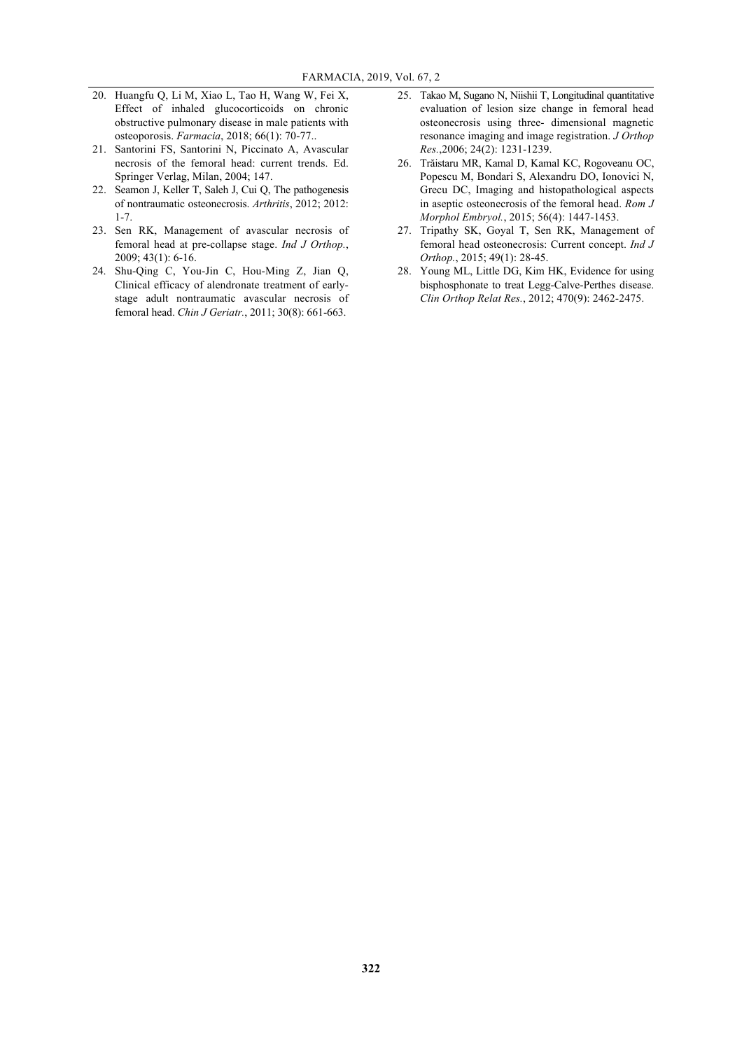20. Huangfu Q, Li M, Xiao L, Tao H, Wang W, Fei X, Effect of inhaled glucocorticoids on chronic obstructive pulmonary disease in male patients with osteoporosis. *Farmacia*, 2018; 66(1): 70-77..
21. Santorini FS, Santorini N, Piccinato A, Avascular necrosis of the femoral head: current trends. Ed. Springer Verlag, Milan, 2004; 147.
22. Seamon J, Keller T, Saleh J, Cui Q, The pathogenesis of nontraumatic osteonecrosis. *Arthritis*, 2012; 2012: 1-7.
23. Sen RK, Management of avascular necrosis of femoral head at pre-collapse stage. *Ind J Orthop.*, 2009; 43(1): 6-16.
24. Shu-Qing C, You-Jin C, Hou-Ming Z, Jian Q, Clinical efficacy of alendronate treatment of early-stage adult nontraumatic avascular necrosis of femoral head. *Chin J Geriatr.*, 2011; 30(8): 661-663.
25. Takao M, Sugano N, Niishii T, Longitudinal quantitative evaluation of lesion size change in femoral head osteonecrosis using three- dimensional magnetic resonance imaging and image registration. *J Orthop Res.*,2006; 24(2): 1231-1239.
26. Trăistaru MR, Kamal D, Kamal KC, Rogoveanu OC, Popescu M, Bondari S, Alexandru DO, Ionovici N, Grecu DC, Imaging and histopathological aspects in aseptic osteonecrosis of the femoral head. *Rom J Morphol Embryol.*, 2015; 56(4): 1447-1453.
27. Tripathy SK, Goyal T, Sen RK, Management of femoral head osteonecrosis: Current concept. *Ind J Orthop.*, 2015; 49(1): 28-45.
28. Young ML, Little DG, Kim HK, Evidence for using bisphosphonate to treat Legg-Calve-Perthes disease. *Clin Orthop Relat Res.*, 2012; 470(9): 2462-2475.